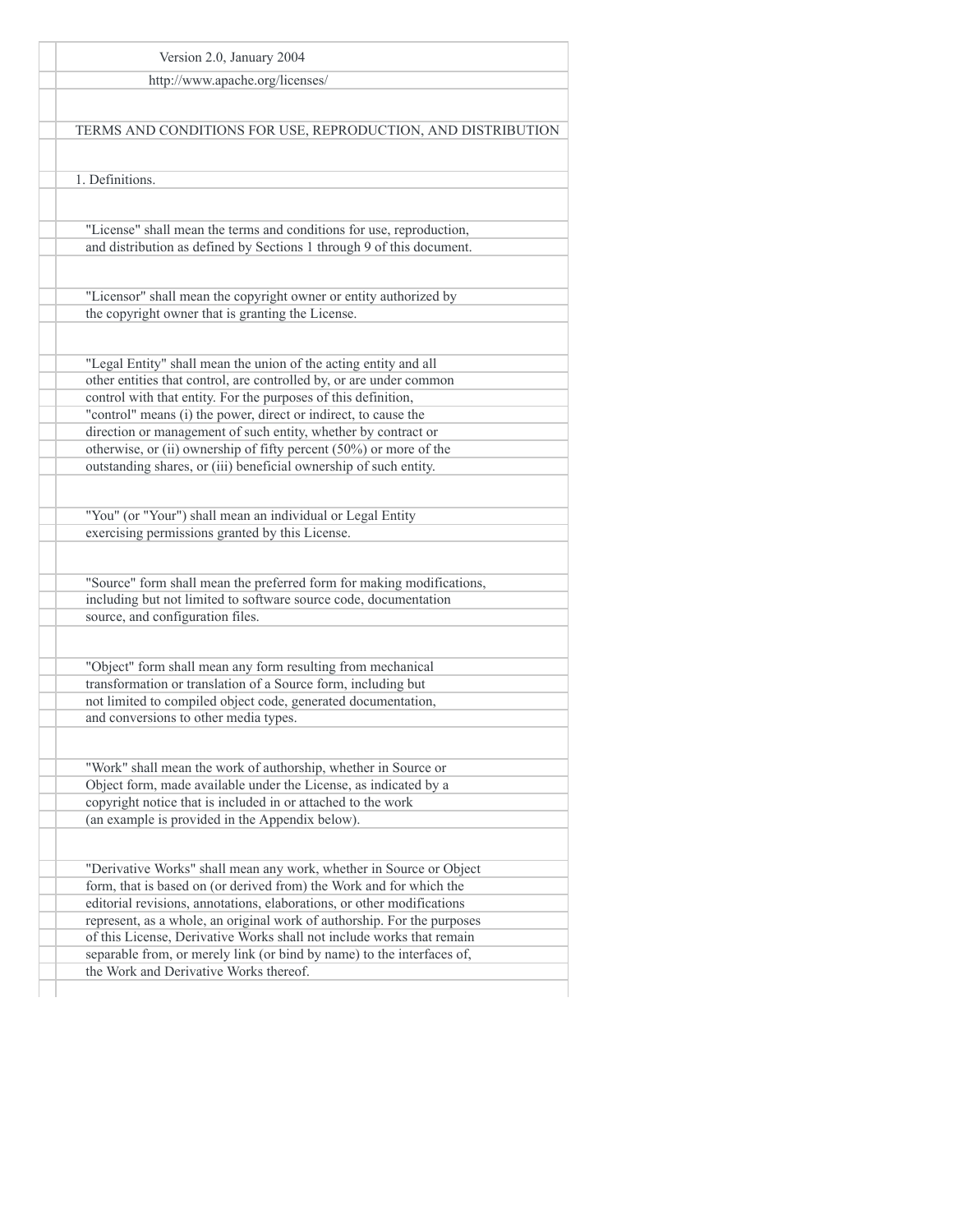Version 2.0, January 2004

http://www.apache.org/licenses/

TERMS AND CONDITIONS FOR USE, REPRODUCTION, AND DISTRIBUTION

1. Definitions.

"License" shall mean the terms and conditions for use, reproduction, and distribution as defined by Sections 1 through 9 of this document.

"Licensor" shall mean the copyright owner or entity authorized by the copyright owner that is granting the License.

"Legal Entity" shall mean the union of the acting entity and all other entities that control, are controlled by, or are under common control with that entity. For the purposes of this definition, "control" means (i) the power, direct or indirect, to cause the direction or management of such entity, whether by contract or otherwise, or (ii) ownership of fifty percent (50%) or more of the outstanding shares, or (iii) beneficial ownership of such entity.

"You" (or "Your") shall mean an individual or Legal Entity exercising permissions granted by this License.

"Source" form shall mean the preferred form for making modifications, including but not limited to software source code, documentation source, and configuration files.

"Object" form shall mean any form resulting from mechanical transformation or translation of a Source form, including but not limited to compiled object code, generated documentation, and conversions to other media types.

"Work" shall mean the work of authorship, whether in Source or Object form, made available under the License, as indicated by a copyright notice that is included in or attached to the work (an example is provided in the Appendix below).

"Derivative Works" shall mean any work, whether in Source or Object form, that is based on (or derived from) the Work and for which the editorial revisions, annotations, elaborations, or other modifications represent, as a whole, an original work of authorship. For the purposes of this License, Derivative Works shall not include works that remain separable from, or merely link (or bind by name) to the interfaces of, the Work and Derivative Works thereof.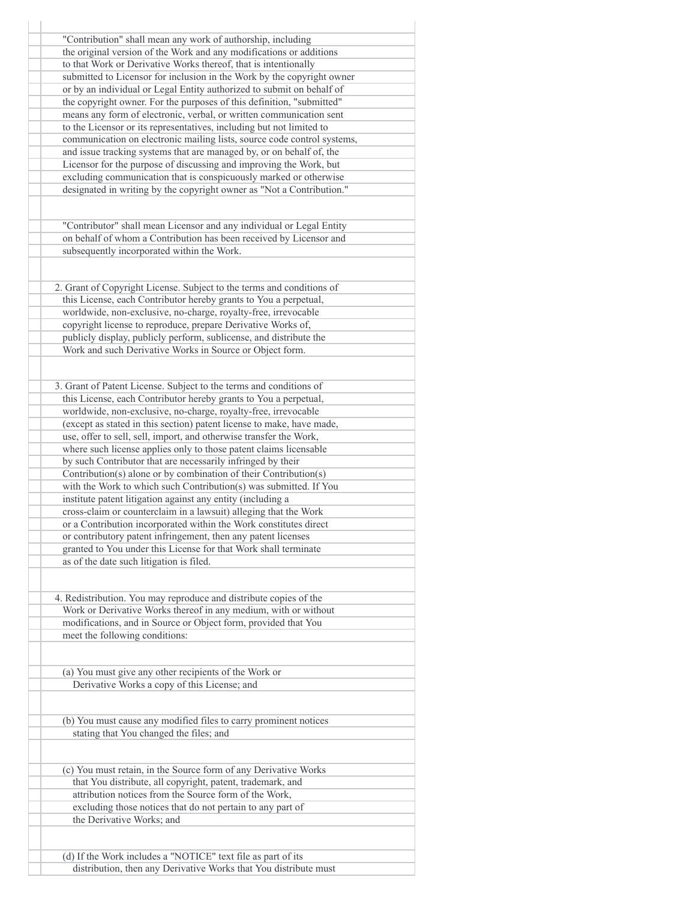"Contribution" shall mean any work of authorship, including the original version of the Work and any modifications or additions to that Work or Derivative Works thereof, that is intentionally submitted to Licensor for inclusion in the Work by the copyright owner or by an individual or Legal Entity authorized to submit on behalf of the copyright owner. For the purposes of this definition, "submitted" means any form of electronic, verbal, or written communication sent to the Licensor or its representatives, including but not limited to communication on electronic mailing lists, source code control systems, and issue tracking systems that are managed by, or on behalf of, the Licensor for the purpose of discussing and improving the Work, but excluding communication that is conspicuously marked or otherwise designated in writing by the copyright owner as "Not a Contribution."

"Contributor" shall mean Licensor and any individual or Legal Entity on behalf of whom a Contribution has been received by Licensor and subsequently incorporated within the Work.

2. Grant of Copyright License. Subject to the terms and conditions of this License, each Contributor hereby grants to You a perpetual, worldwide, non-exclusive, no-charge, royalty-free, irrevocable copyright license to reproduce, prepare Derivative Works of, publicly display, publicly perform, sublicense, and distribute the Work and such Derivative Works in Source or Object form.

3. Grant of Patent License. Subject to the terms and conditions of this License, each Contributor hereby grants to You a perpetual, worldwide, non-exclusive, no-charge, royalty-free, irrevocable (except as stated in this section) patent license to make, have made, use, offer to sell, sell, import, and otherwise transfer the Work, where such license applies only to those patent claims licensable by such Contributor that are necessarily infringed by their Contribution(s) alone or by combination of their Contribution(s) with the Work to which such Contribution(s) was submitted. If You institute patent litigation against any entity (including a cross-claim or counterclaim in a lawsuit) alleging that the Work or a Contribution incorporated within the Work constitutes direct or contributory patent infringement, then any patent licenses granted to You under this License for that Work shall terminate as of the date such litigation is filed.

4. Redistribution. You may reproduce and distribute copies of the Work or Derivative Works thereof in any medium, with or without modifications, and in Source or Object form, provided that You meet the following conditions:

(a) You must give any other recipients of the Work or Derivative Works a copy of this License; and

(b) You must cause any modified files to carry prominent notices stating that You changed the files; and

(c) You must retain, in the Source form of any Derivative Works that You distribute, all copyright, patent, trademark, and attribution notices from the Source form of the Work, excluding those notices that do not pertain to any part of the Derivative Works; and

(d) If the Work includes a "NOTICE" text file as part of its distribution, then any Derivative Works that You distribute must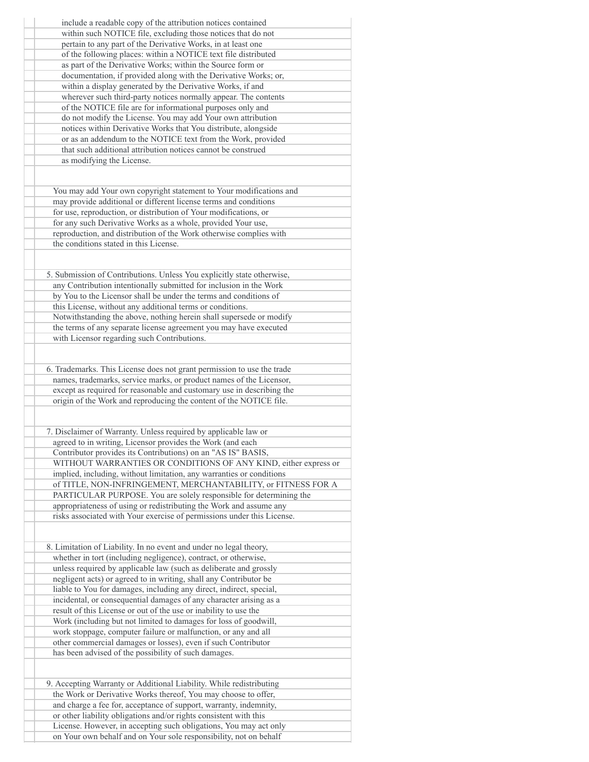include a readable copy of the attribution notices contained within such NOTICE file, excluding those notices that do not pertain to any part of the Derivative Works, in at least one of the following places: within a NOTICE text file distributed as part of the Derivative Works; within the Source form or documentation, if provided along with the Derivative Works; or, within a display generated by the Derivative Works, if and wherever such third-party notices normally appear. The contents of the NOTICE file are for informational purposes only and do not modify the License. You may add Your own attribution notices within Derivative Works that You distribute, alongside or as an addendum to the NOTICE text from the Work, provided that such additional attribution notices cannot be construed as modifying the License.

You may add Your own copyright statement to Your modifications and may provide additional or different license terms and conditions for use, reproduction, or distribution of Your modifications, or for any such Derivative Works as a whole, provided Your use, reproduction, and distribution of the Work otherwise complies with the conditions stated in this License.

5. Submission of Contributions. Unless You explicitly state otherwise, any Contribution intentionally submitted for inclusion in the Work by You to the Licensor shall be under the terms and conditions of this License, without any additional terms or conditions. Notwithstanding the above, nothing herein shall supersede or modify the terms of any separate license agreement you may have executed with Licensor regarding such Contributions.

6. Trademarks. This License does not grant permission to use the trade names, trademarks, service marks, or product names of the Licensor, except as required for reasonable and customary use in describing the origin of the Work and reproducing the content of the NOTICE file.

7. Disclaimer of Warranty. Unless required by applicable law or agreed to in writing, Licensor provides the Work (and each Contributor provides its Contributions) on an "AS IS" BASIS, WITHOUT WARRANTIES OR CONDITIONS OF ANY KIND, either express or implied, including, without limitation, any warranties or conditions of TITLE, NON-INFRINGEMENT, MERCHANTABILITY, or FITNESS FOR A PARTICULAR PURPOSE. You are solely responsible for determining the appropriateness of using or redistributing the Work and assume any risks associated with Your exercise of permissions under this License.

8. Limitation of Liability. In no event and under no legal theory, whether in tort (including negligence), contract, or otherwise, unless required by applicable law (such as deliberate and grossly negligent acts) or agreed to in writing, shall any Contributor be liable to You for damages, including any direct, indirect, special, incidental, or consequential damages of any character arising as a result of this License or out of the use or inability to use the Work (including but not limited to damages for loss of goodwill, work stoppage, computer failure or malfunction, or any and all other commercial damages or losses), even if such Contributor has been advised of the possibility of such damages.

9. Accepting Warranty or Additional Liability. While redistributing the Work or Derivative Works thereof, You may choose to offer, and charge a fee for, acceptance of support, warranty, indemnity, or other liability obligations and/or rights consistent with this License. However, in accepting such obligations, You may act only on Your own behalf and on Your sole responsibility, not on behalf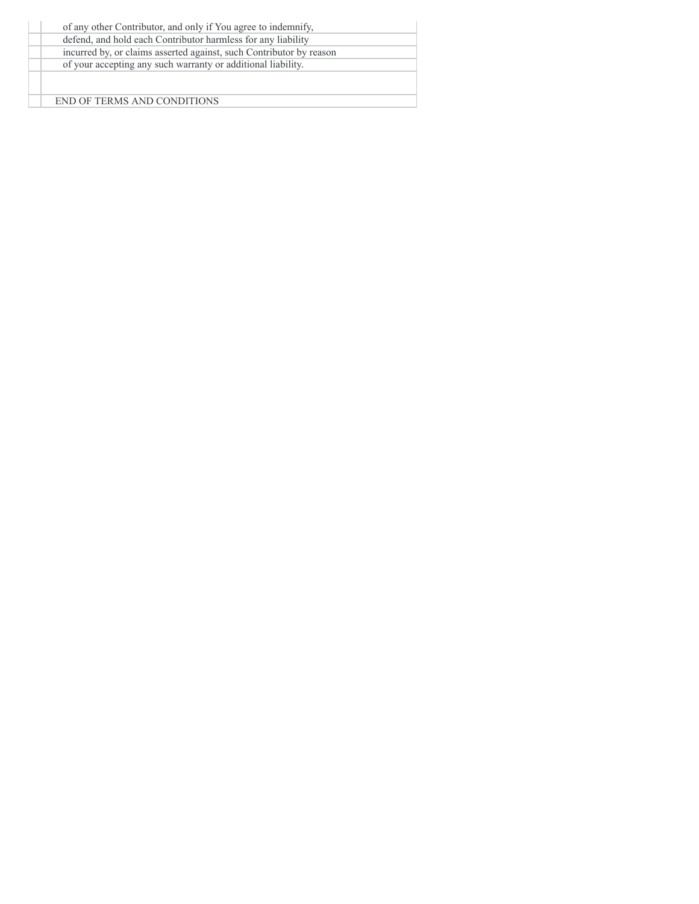of any other Contributor, and only if You agree to indemnify,
defend, and hold each Contributor harmless for any liability
incurred by, or claims asserted against, such Contributor by reason
of your accepting any such warranty or additional liability.

END OF TERMS AND CONDITIONS